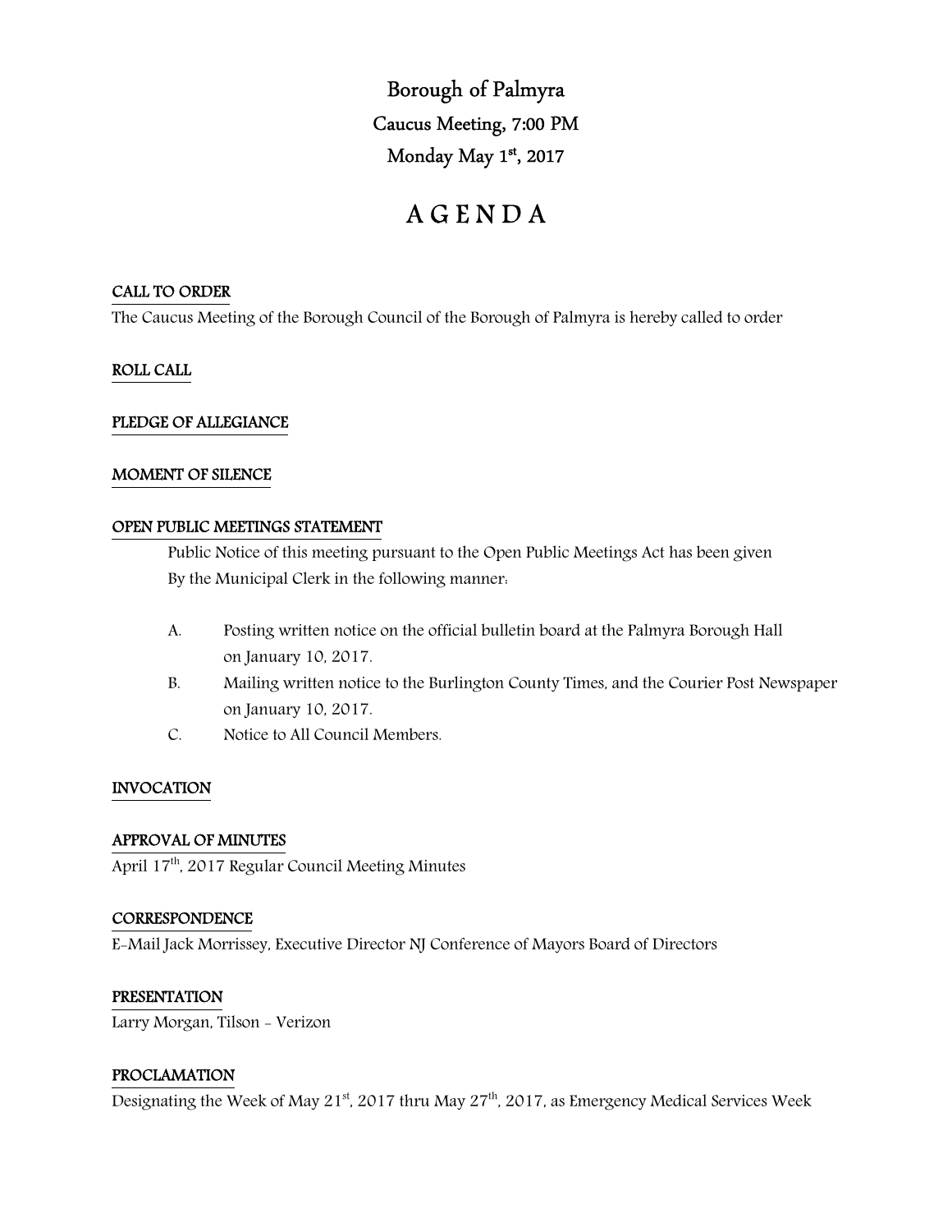# Borough of Palmyra

## Caucus Meeting, 7:00 PM

## Monday May 1st, 2017

# A G E N D A

**CALL TO ORDER**

The Caucus Meeting of the Borough Council of the Borough of Palmyra is hereby called to order

**ROLL CALL**

**PLEDGE OF ALLEGIANCE**

**MOMENT OF SILENCE**

**OPEN PUBLIC MEETINGS STATEMENT**

Public Notice of this meeting pursuant to the Open Public Meetings Act has been given By the Municipal Clerk in the following manner:

A. Posting written notice on the official bulletin board at the Palmyra Borough Hall on January 10, 2017.

B. Mailing written notice to the Burlington County Times, and the Courier Post Newspaper on January 10, 2017.

C. Notice to All Council Members.

**INVOCATION**

**APPROVAL OF MINUTES**

April 17th, 2017 Regular Council Meeting Minutes

**CORRESPONDENCE**

E-Mail Jack Morrissey, Executive Director NJ Conference of Mayors Board of Directors

**PRESENTATION**

Larry Morgan, Tilson - Verizon

**PROCLAMATION**

Designating the Week of May 21st, 2017 thru May 27th, 2017, as Emergency Medical Services Week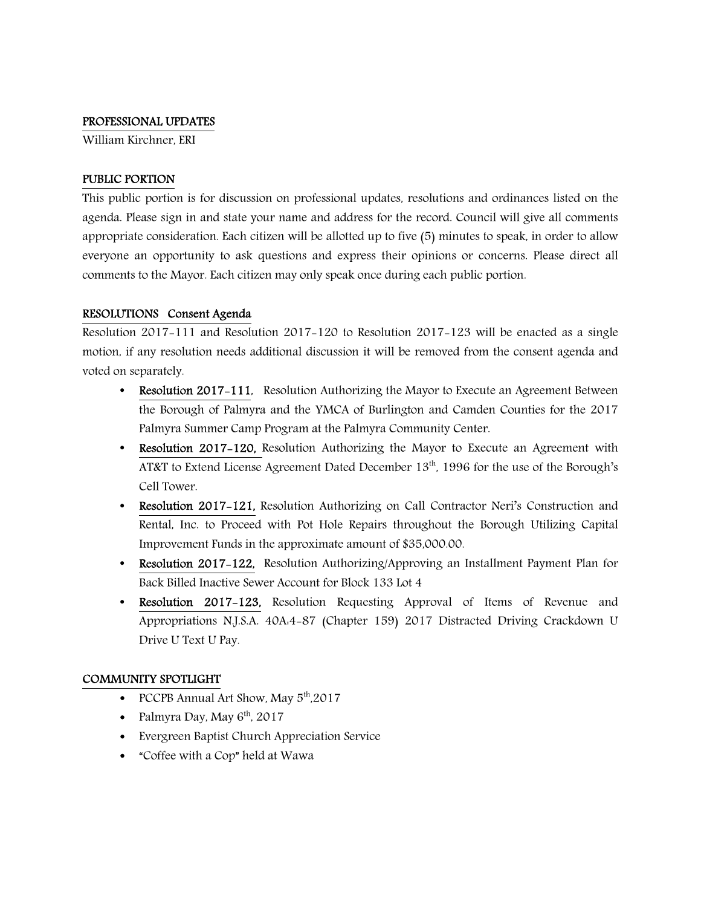## PROFESSIONAL UPDATES

William Kirchner, ERI

## PUBLIC PORTION

This public portion is for discussion on professional updates, resolutions and ordinances listed on the agenda. Please sign in and state your name and address for the record. Council will give all comments appropriate consideration. Each citizen will be allotted up to five (5) minutes to speak, in order to allow everyone an opportunity to ask questions and express their opinions or concerns. Please direct all comments to the Mayor. Each citizen may only speak once during each public portion.

## RESOLUTIONS Consent Agenda

Resolution 2017-111 and Resolution 2017-120 to Resolution 2017-123 will be enacted as a single motion, if any resolution needs additional discussion it will be removed from the consent agenda and voted on separately.

- **Resolution 2017-111**, Resolution Authorizing the Mayor to Execute an Agreement Between the Borough of Palmyra and the YMCA of Burlington and Camden Counties for the 2017 Palmyra Summer Camp Program at the Palmyra Community Center.
- **Resolution 2017-120**, Resolution Authorizing the Mayor to Execute an Agreement with AT&T to Extend License Agreement Dated December 13th, 1996 for the use of the Borough's Cell Tower.
- **Resolution 2017-121**, Resolution Authorizing on Call Contractor Neri's Construction and Rental, Inc. to Proceed with Pot Hole Repairs throughout the Borough Utilizing Capital Improvement Funds in the approximate amount of $35,000.00.
- **Resolution 2017-122**, Resolution Authorizing/Approving an Installment Payment Plan for Back Billed Inactive Sewer Account for Block 133 Lot 4
- **Resolution 2017-123**, Resolution Requesting Approval of Items of Revenue and Appropriations N.J.S.A. 40A:4-87 (Chapter 159) 2017 Distracted Driving Crackdown U Drive U Text U Pay.

## COMMUNITY SPOTLIGHT

- PCCPB Annual Art Show, May 5th,2017
- Palmyra Day, May 6th, 2017
- Evergreen Baptist Church Appreciation Service
- "Coffee with a Cop" held at Wawa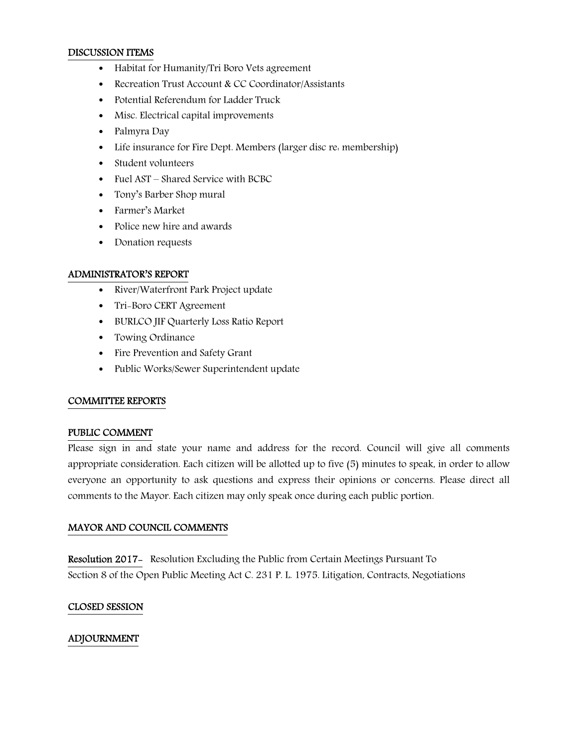## DISCUSSION ITEMS

- Habitat for Humanity/Tri Boro Vets agreement
- Recreation Trust Account & CC Coordinator/Assistants
- Potential Referendum for Ladder Truck
- Misc. Electrical capital improvements
- Palmyra Day
- Life insurance for Fire Dept. Members (larger disc re: membership)
- Student volunteers
- Fuel AST – Shared Service with BCBC
- Tony's Barber Shop mural
- Farmer's Market
- Police new hire and awards
- Donation requests

## ADMINISTRATOR'S REPORT

- River/Waterfront Park Project update
- Tri-Boro CERT Agreement
- BURLCO JIF Quarterly Loss Ratio Report
- Towing Ordinance
- Fire Prevention and Safety Grant
- Public Works/Sewer Superintendent update

## COMMITTEE REPORTS

## PUBLIC COMMENT

Please sign in and state your name and address for the record. Council will give all comments appropriate consideration. Each citizen will be allotted up to five (5) minutes to speak, in order to allow everyone an opportunity to ask questions and express their opinions or concerns. Please direct all comments to the Mayor. Each citizen may only speak once during each public portion.

## MAYOR AND COUNCIL COMMENTS

**Resolution 2017-** Resolution Excluding the Public from Certain Meetings Pursuant To Section 8 of the Open Public Meeting Act C. 231 P. L. 1975. Litigation, Contracts, Negotiations

## CLOSED SESSION

## ADJOURNMENT